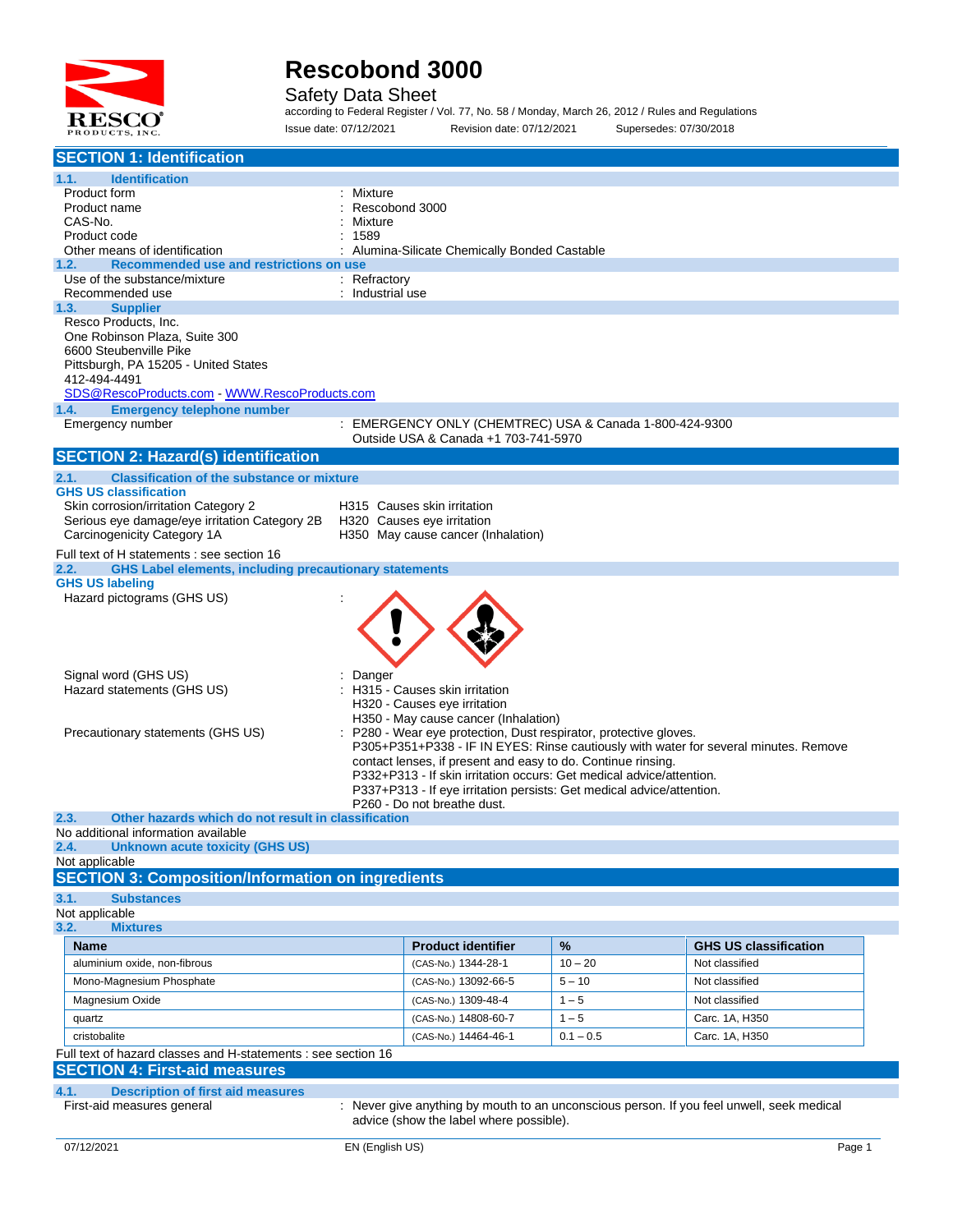# Rescobond 3000

Safety Data Sheet

according to Federal Register / Vol. 77, No. 58 / Monday, March 26, 2012 / Rules and Regulations

Issue date: 07/12/2021 Revision date: 07/12/2021 Supersedes: 07/30/2018

## SECTION 1: Identification

### 1.1. Identification

Product form : Mixture
Product name : Rescobond 3000
CAS-No. : Mixture
Product code : 1589
Other means of identification : Alumina-Silicate Chemically Bonded Castable

### 1.2. Recommended use and restrictions on use

Use of the substance/mixture : Refractory
Recommended use : Industrial use

### 1.3. Supplier

Resco Products, Inc.
One Robinson Plaza, Suite 300
6600 Steubenville Pike
Pittsburgh, PA 15205 - United States
412-494-4491
SDS@RescoProducts.com - WWW.RescoProducts.com

### 1.4. Emergency telephone number

Emergency number : EMERGENCY ONLY (CHEMTREC) USA & Canada 1-800-424-9300
Outside USA & Canada +1 703-741-5970

## SECTION 2: Hazard(s) identification

### 2.1. Classification of the substance or mixture

**GHS US classification**

Skin corrosion/irritation Category 2 — H315 Causes skin irritation
Serious eye damage/eye irritation Category 2B — H320 Causes eye irritation
Carcinogenicity Category 1A — H350 May cause cancer (Inhalation)

Full text of H statements : see section 16

### 2.2. GHS Label elements, including precautionary statements

**GHS US labeling**

Hazard pictograms (GHS US) :

Signal word (GHS US) : Danger

Hazard statements (GHS US) : H315 - Causes skin irritation
H320 - Causes eye irritation
H350 - May cause cancer (Inhalation)

Precautionary statements (GHS US) : P280 - Wear eye protection, Dust respirator, protective gloves.
P305+P351+P338 - IF IN EYES: Rinse cautiously with water for several minutes. Remove contact lenses, if present and easy to do. Continue rinsing.
P332+P313 - If skin irritation occurs: Get medical advice/attention.
P337+P313 - If eye irritation persists: Get medical advice/attention.
P260 - Do not breathe dust.

### 2.3. Other hazards which do not result in classification

No additional information available

### 2.4. Unknown acute toxicity (GHS US)

Not applicable

## SECTION 3: Composition/Information on ingredients

### 3.1. Substances

Not applicable

### 3.2. Mixtures

| Name | Product identifier | % | GHS US classification |
|---|---|---|---|
| aluminium oxide, non-fibrous | (CAS-No.) 1344-28-1 | 10 – 20 | Not classified |
| Mono-Magnesium Phosphate | (CAS-No.) 13092-66-5 | 5 – 10 | Not classified |
| Magnesium Oxide | (CAS-No.) 1309-48-4 | 1 – 5 | Not classified |
| quartz | (CAS-No.) 14808-60-7 | 1 – 5 | Carc. 1A, H350 |
| cristobalite | (CAS-No.) 14464-46-1 | 0.1 – 0.5 | Carc. 1A, H350 |

Full text of hazard classes and H-statements : see section 16

## SECTION 4: First-aid measures

### 4.1. Description of first aid measures

First-aid measures general : Never give anything by mouth to an unconscious person. If you feel unwell, seek medical advice (show the label where possible).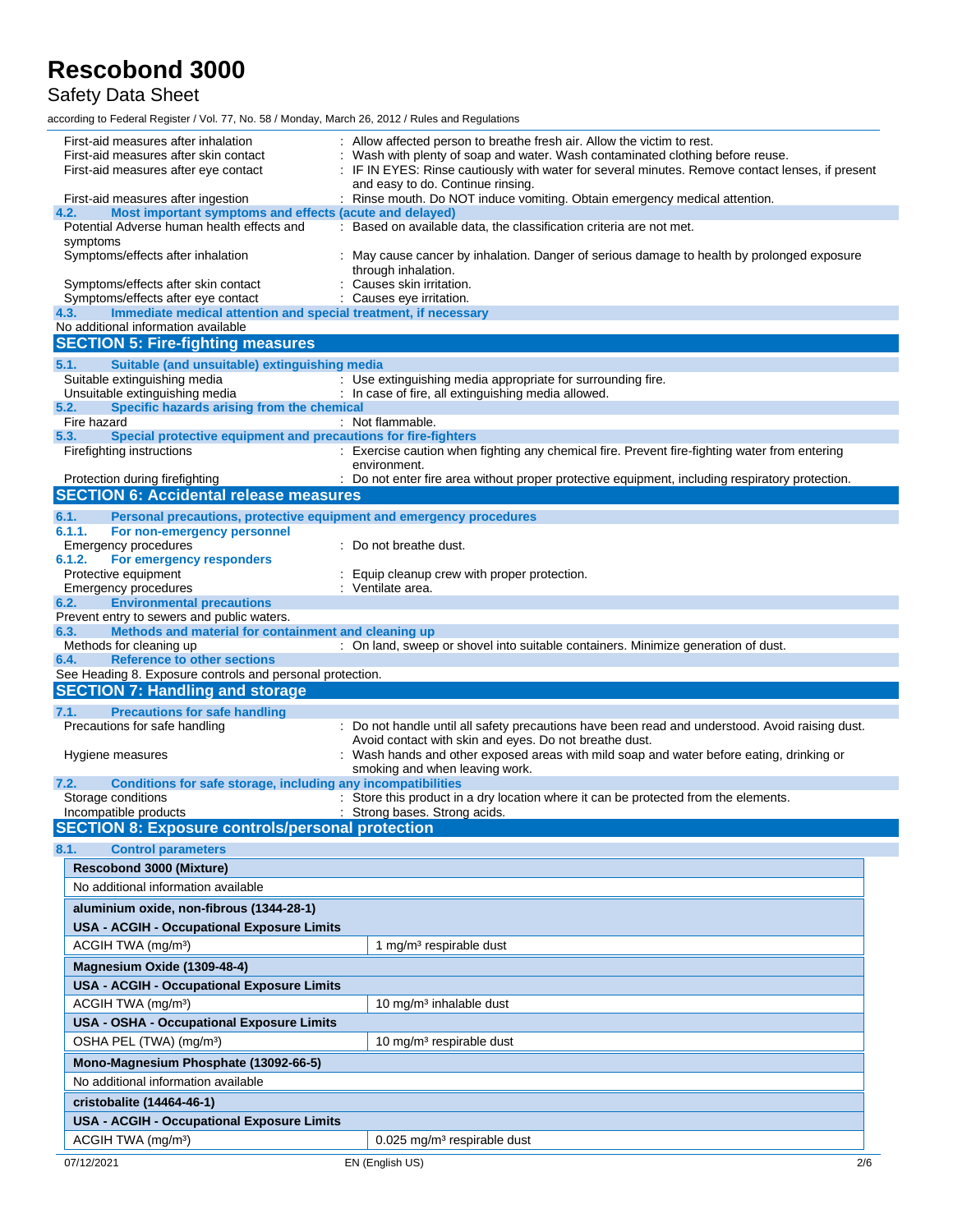First-aid measures after inhalation : Allow affected person to breathe fresh air. Allow the victim to rest.

First-aid measures after skin contact : Wash with plenty of soap and water. Wash contaminated clothing before reuse.

First-aid measures after eye contact : IF IN EYES: Rinse cautiously with water for several minutes. Remove contact lenses, if present and easy to do. Continue rinsing.

First-aid measures after ingestion : Rinse mouth. Do NOT induce vomiting. Obtain emergency medical attention.

### 4.2. Most important symptoms and effects (acute and delayed)

Potential Adverse human health effects and symptoms : Based on available data, the classification criteria are not met.

Symptoms/effects after inhalation : May cause cancer by inhalation. Danger of serious damage to health by prolonged exposure through inhalation.

Symptoms/effects after skin contact : Causes skin irritation.

Symptoms/effects after eye contact : Causes eye irritation.

### 4.3. Immediate medical attention and special treatment, if necessary

No additional information available

## SECTION 5: Fire-fighting measures

### 5.1. Suitable (and unsuitable) extinguishing media

Suitable extinguishing media : Use extinguishing media appropriate for surrounding fire.

Unsuitable extinguishing media : In case of fire, all extinguishing media allowed.

### 5.2. Specific hazards arising from the chemical

Fire hazard : Not flammable.

### 5.3. Special protective equipment and precautions for fire-fighters

Firefighting instructions : Exercise caution when fighting any chemical fire. Prevent fire-fighting water from entering environment.

Protection during firefighting : Do not enter fire area without proper protective equipment, including respiratory protection.

## SECTION 6: Accidental release measures

### 6.1. Personal precautions, protective equipment and emergency procedures

#### 6.1.1. For non-emergency personnel

Emergency procedures : Do not breathe dust.

#### 6.1.2. For emergency responders

Protective equipment : Equip cleanup crew with proper protection.

Emergency procedures : Ventilate area.

### 6.2. Environmental precautions

Prevent entry to sewers and public waters.

### 6.3. Methods and material for containment and cleaning up

Methods for cleaning up : On land, sweep or shovel into suitable containers. Minimize generation of dust.

### 6.4. Reference to other sections

See Heading 8. Exposure controls and personal protection.

## SECTION 7: Handling and storage

### 7.1. Precautions for safe handling

Precautions for safe handling : Do not handle until all safety precautions have been read and understood. Avoid raising dust. Avoid contact with skin and eyes. Do not breathe dust.

Hygiene measures : Wash hands and other exposed areas with mild soap and water before eating, drinking or smoking and when leaving work.

### 7.2. Conditions for safe storage, including any incompatibilities

Storage conditions : Store this product in a dry location where it can be protected from the elements.

Incompatible products : Strong bases. Strong acids.

## SECTION 8: Exposure controls/personal protection

### 8.1. Control parameters

| Rescobond 3000 (Mixture) | |
|---|---|
| No additional information available | |

| aluminium oxide, non-fibrous (1344-28-1) | |
|---|---|
| USA - ACGIH - Occupational Exposure Limits | |
| ACGIH TWA (mg/m³) | 1 mg/m³ respirable dust |

| Magnesium Oxide (1309-48-4) | |
|---|---|
| USA - ACGIH - Occupational Exposure Limits | |
| ACGIH TWA (mg/m³) | 10 mg/m³ inhalable dust |
| USA - OSHA - Occupational Exposure Limits | |
| OSHA PEL (TWA) (mg/m³) | 10 mg/m³ respirable dust |

| Mono-Magnesium Phosphate (13092-66-5) | |
|---|---|
| No additional information available | |

| cristobalite (14464-46-1) | |
|---|---|
| USA - ACGIH - Occupational Exposure Limits | |
| ACGIH TWA (mg/m³) | 0.025 mg/m³ respirable dust |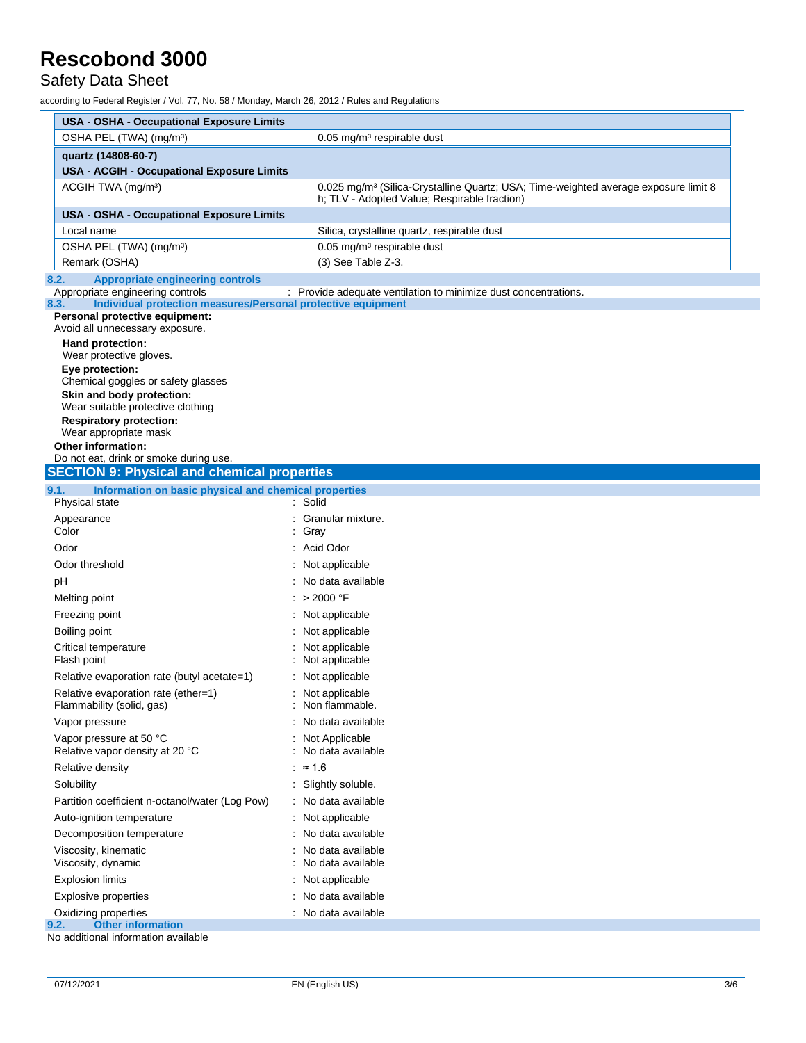| USA - OSHA - Occupational Exposure Limits | |
|---|---|
| OSHA PEL (TWA) (mg/m³) | 0.05 mg/m³ respirable dust |
| **quartz (14808-60-7)** | |
| **USA - ACGIH - Occupational Exposure Limits** | |
| ACGIH TWA (mg/m³) | 0.025 mg/m³ (Silica-Crystalline Quartz; USA; Time-weighted average exposure limit 8 h; TLV - Adopted Value; Respirable fraction) |
| **USA - OSHA - Occupational Exposure Limits** | |
| Local name | Silica, crystalline quartz, respirable dust |
| OSHA PEL (TWA) (mg/m³) | 0.05 mg/m³ respirable dust |
| Remark (OSHA) | (3) See Table Z-3. |

### 8.2. Appropriate engineering controls

Appropriate engineering controls : Provide adequate ventilation to minimize dust concentrations.

### 8.3. Individual protection measures/Personal protective equipment

**Personal protective equipment:**
Avoid all unnecessary exposure.

**Hand protection:**
Wear protective gloves.

**Eye protection:**
Chemical goggles or safety glasses

**Skin and body protection:**
Wear suitable protective clothing

**Respiratory protection:**
Wear appropriate mask

**Other information:**
Do not eat, drink or smoke during use.

## SECTION 9: Physical and chemical properties

### 9.1. Information on basic physical and chemical properties

| Property | Value |
|---|---|
| Physical state | Solid |
| Appearance | Granular mixture. |
| Color | Gray |
| Odor | Acid Odor |
| Odor threshold | Not applicable |
| pH | No data available |
| Melting point | > 2000 °F |
| Freezing point | Not applicable |
| Boiling point | Not applicable |
| Critical temperature | Not applicable |
| Flash point | Not applicable |
| Relative evaporation rate (butyl acetate=1) | Not applicable |
| Relative evaporation rate (ether=1) | Not applicable |
| Flammability (solid, gas) | Non flammable. |
| Vapor pressure | No data available |
| Vapor pressure at 50 °C | Not Applicable |
| Relative vapor density at 20 °C | No data available |
| Relative density | ≈ 1.6 |
| Solubility | Slightly soluble. |
| Partition coefficient n-octanol/water (Log Pow) | No data available |
| Auto-ignition temperature | Not applicable |
| Decomposition temperature | No data available |
| Viscosity, kinematic | No data available |
| Viscosity, dynamic | No data available |
| Explosion limits | Not applicable |
| Explosive properties | No data available |
| Oxidizing properties | No data available |

### 9.2. Other information

No additional information available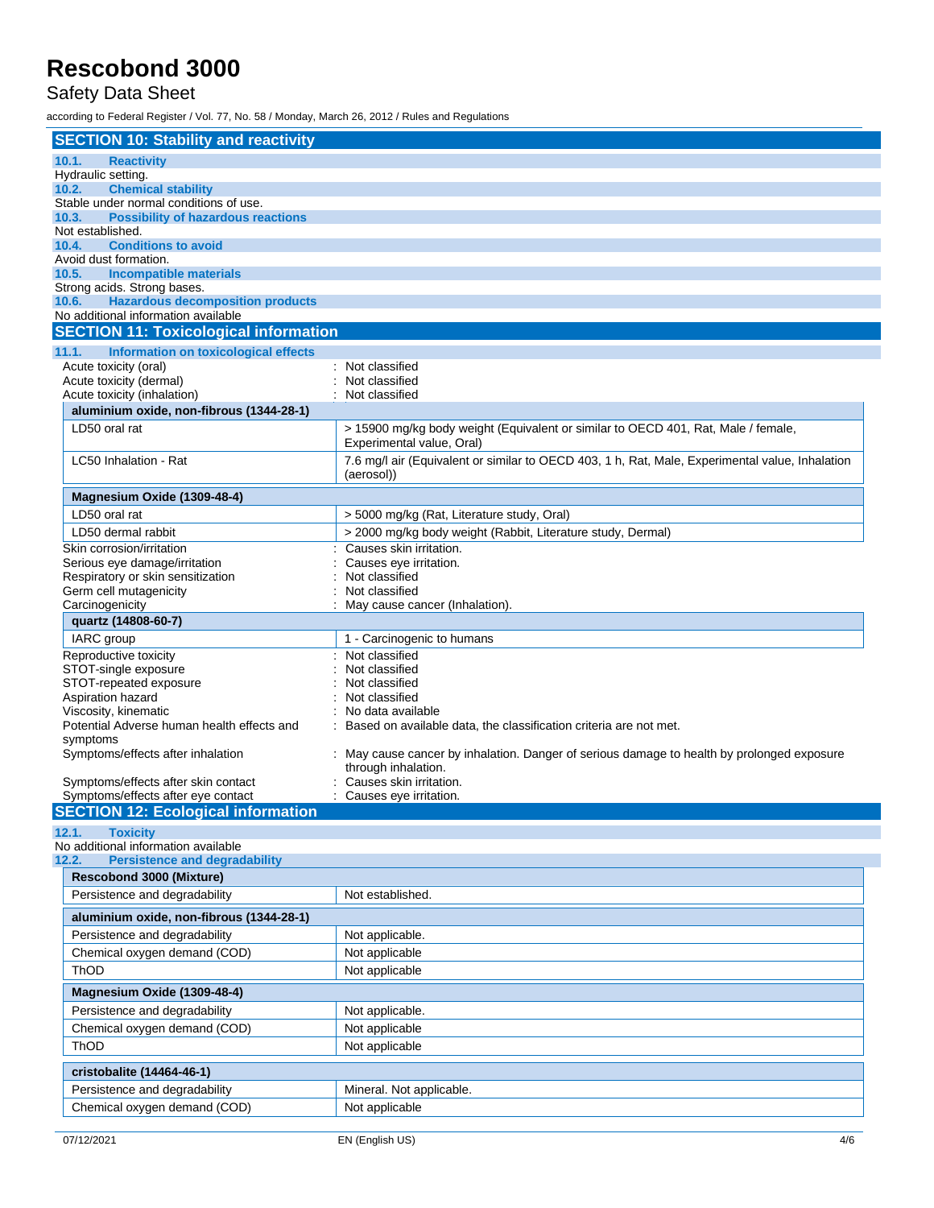## SECTION 10: Stability and reactivity

### 10.1. Reactivity

Hydraulic setting.

### 10.2. Chemical stability

Stable under normal conditions of use.

### 10.3. Possibility of hazardous reactions

Not established.

### 10.4. Conditions to avoid

Avoid dust formation.

### 10.5. Incompatible materials

Strong acids. Strong bases.

### 10.6. Hazardous decomposition products

No additional information available

## SECTION 11: Toxicological information

### 11.1. Information on toxicological effects

Acute toxicity (oral) : Not classified
Acute toxicity (dermal) : Not classified
Acute toxicity (inhalation) : Not classified

| aluminium oxide, non-fibrous (1344-28-1) | |
|---|---|
| LD50 oral rat | > 15900 mg/kg body weight (Equivalent or similar to OECD 401, Rat, Male / female, Experimental value, Oral) |
| LC50 Inhalation - Rat | 7.6 mg/l air (Equivalent or similar to OECD 403, 1 h, Rat, Male, Experimental value, Inhalation (aerosol)) |

| Magnesium Oxide (1309-48-4) | |
|---|---|
| LD50 oral rat | > 5000 mg/kg (Rat, Literature study, Oral) |
| LD50 dermal rabbit | > 2000 mg/kg body weight (Rabbit, Literature study, Dermal) |

Skin corrosion/irritation : Causes skin irritation.
Serious eye damage/irritation : Causes eye irritation.
Respiratory or skin sensitization : Not classified
Germ cell mutagenicity : Not classified
Carcinogenicity : May cause cancer (Inhalation).

| quartz (14808-60-7) | |
|---|---|
| IARC group | 1 - Carcinogenic to humans |

Reproductive toxicity : Not classified
STOT-single exposure : Not classified
STOT-repeated exposure : Not classified
Aspiration hazard : Not classified
Viscosity, kinematic : No data available
Potential Adverse human health effects and symptoms : Based on available data, the classification criteria are not met.
Symptoms/effects after inhalation : May cause cancer by inhalation. Danger of serious damage to health by prolonged exposure through inhalation.
Symptoms/effects after skin contact : Causes skin irritation.
Symptoms/effects after eye contact : Causes eye irritation.

## SECTION 12: Ecological information

### 12.1. Toxicity

No additional information available

### 12.2. Persistence and degradability

| Rescobond 3000 (Mixture) | |
|---|---|
| Persistence and degradability | Not established. |

| aluminium oxide, non-fibrous (1344-28-1) | |
|---|---|
| Persistence and degradability | Not applicable. |
| Chemical oxygen demand (COD) | Not applicable |
| ThOD | Not applicable |

| Magnesium Oxide (1309-48-4) | |
|---|---|
| Persistence and degradability | Not applicable. |
| Chemical oxygen demand (COD) | Not applicable |
| ThOD | Not applicable |

| cristobalite (14464-46-1) | |
|---|---|
| Persistence and degradability | Mineral. Not applicable. |
| Chemical oxygen demand (COD) | Not applicable |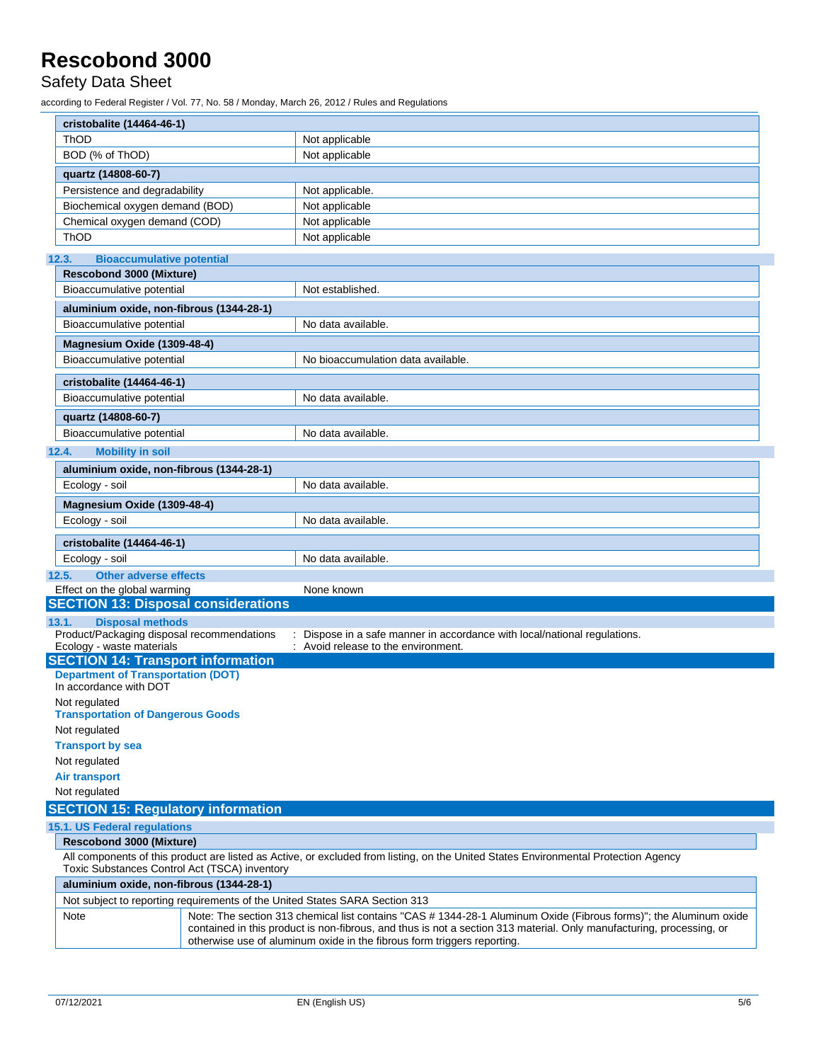| cristobalite (14464-46-1) | |
|---|---|
| ThOD | Not applicable |
| BOD (% of ThOD) | Not applicable |

| quartz (14808-60-7) | |
|---|---|
| Persistence and degradability | Not applicable. |
| Biochemical oxygen demand (BOD) | Not applicable |
| Chemical oxygen demand (COD) | Not applicable |
| ThOD | Not applicable |

### 12.3. Bioaccumulative potential

| Rescobond 3000 (Mixture) | |
|---|---|
| Bioaccumulative potential | Not established. |

| aluminium oxide, non-fibrous (1344-28-1) | |
|---|---|
| Bioaccumulative potential | No data available. |

| Magnesium Oxide (1309-48-4) | |
|---|---|
| Bioaccumulative potential | No bioaccumulation data available. |

| cristobalite (14464-46-1) | |
|---|---|
| Bioaccumulative potential | No data available. |

| quartz (14808-60-7) | |
|---|---|
| Bioaccumulative potential | No data available. |

### 12.4. Mobility in soil

| aluminium oxide, non-fibrous (1344-28-1) | |
|---|---|
| Ecology - soil | No data available. |

| Magnesium Oxide (1309-48-4) | |
|---|---|
| Ecology - soil | No data available. |

| cristobalite (14464-46-1) | |
|---|---|
| Ecology - soil | No data available. |

### 12.5. Other adverse effects

Effect on the global warming : None known

## SECTION 13: Disposal considerations

### 13.1. Disposal methods

Product/Packaging disposal recommendations : Dispose in a safe manner in accordance with local/national regulations.

Ecology - waste materials : Avoid release to the environment.

## SECTION 14: Transport information

**Department of Transportation (DOT)**

In accordance with DOT

Not regulated

**Transportation of Dangerous Goods**

Not regulated

**Transport by sea**

Not regulated

**Air transport**

Not regulated

## SECTION 15: Regulatory information

### 15.1. US Federal regulations

| Rescobond 3000 (Mixture) |
|---|
| All components of this product are listed as Active, or excluded from listing, on the United States Environmental Protection Agency Toxic Substances Control Act (TSCA) inventory |

| aluminium oxide, non-fibrous (1344-28-1) | |
|---|---|
| Not subject to reporting requirements of the United States SARA Section 313 | |
| Note | Note: The section 313 chemical list contains "CAS # 1344-28-1 Aluminum Oxide (Fibrous forms)"; the Aluminum oxide contained in this product is non-fibrous, and thus is not a section 313 material. Only manufacturing, processing, or otherwise use of aluminum oxide in the fibrous form triggers reporting. |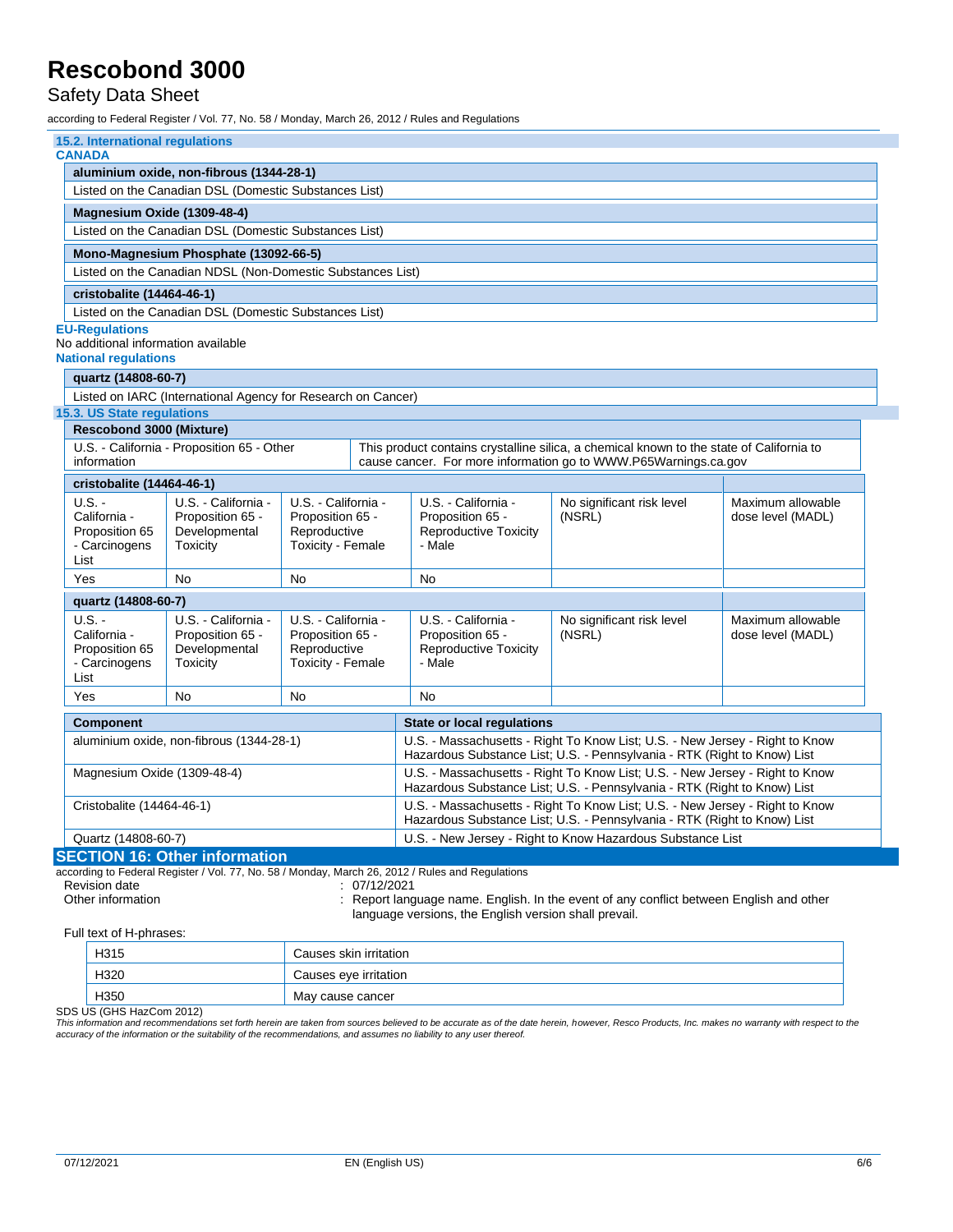### 15.2. International regulations

**CANADA**

| **aluminium oxide, non-fibrous (1344-28-1)** |
|---|
| Listed on the Canadian DSL (Domestic Substances List) |

| **Magnesium Oxide (1309-48-4)** |
|---|
| Listed on the Canadian DSL (Domestic Substances List) |

| **Mono-Magnesium Phosphate (13092-66-5)** |
|---|
| Listed on the Canadian NDSL (Non-Domestic Substances List) |

| **cristobalite (14464-46-1)** |
|---|
| Listed on the Canadian DSL (Domestic Substances List) |

**EU-Regulations**

No additional information available

**National regulations**

| **quartz (14808-60-7)** |
|---|
| Listed on IARC (International Agency for Research on Cancer) |

### 15.3. US State regulations

| **Rescobond 3000 (Mixture)** | |
|---|---|
| U.S. - California - Proposition 65 - Other information | This product contains crystalline silica, a chemical known to the state of California to cause cancer. For more information go to WWW.P65Warnings.ca.gov |

| **cristobalite (14464-46-1)** | | | | | |
|---|---|---|---|---|---|
| U.S. - California - Proposition 65 - Carcinogens List | U.S. - California - Proposition 65 - Developmental Toxicity | U.S. - California - Proposition 65 - Reproductive Toxicity - Female | U.S. - California - Proposition 65 - Reproductive Toxicity - Male | No significant risk level (NSRL) | Maximum allowable dose level (MADL) |
| Yes | No | No | No | | |

| **quartz (14808-60-7)** | | | | | |
|---|---|---|---|---|---|
| U.S. - California - Proposition 65 - Carcinogens List | U.S. - California - Proposition 65 - Developmental Toxicity | U.S. - California - Proposition 65 - Reproductive Toxicity - Female | U.S. - California - Proposition 65 - Reproductive Toxicity - Male | No significant risk level (NSRL) | Maximum allowable dose level (MADL) |
| Yes | No | No | No | | |

| Component | State or local regulations |
|---|---|
| aluminium oxide, non-fibrous (1344-28-1) | U.S. - Massachusetts - Right To Know List; U.S. - New Jersey - Right to Know Hazardous Substance List; U.S. - Pennsylvania - RTK (Right to Know) List |
| Magnesium Oxide (1309-48-4) | U.S. - Massachusetts - Right To Know List; U.S. - New Jersey - Right to Know Hazardous Substance List; U.S. - Pennsylvania - RTK (Right to Know) List |
| Cristobalite (14464-46-1) | U.S. - Massachusetts - Right To Know List; U.S. - New Jersey - Right to Know Hazardous Substance List; U.S. - Pennsylvania - RTK (Right to Know) List |
| Quartz (14808-60-7) | U.S. - New Jersey - Right to Know Hazardous Substance List |

## SECTION 16: Other information

according to Federal Register / Vol. 77, No. 58 / Monday, March 26, 2012 / Rules and Regulations

Revision date : 07/12/2021

Other information : Report language name. English. In the event of any conflict between English and other language versions, the English version shall prevail.

Full text of H-phrases:

| | |
|---|---|
| H315 | Causes skin irritation |
| H320 | Causes eye irritation |
| H350 | May cause cancer |

SDS US (GHS HazCom 2012)

*This information and recommendations set forth herein are taken from sources believed to be accurate as of the date herein, however, Resco Products, Inc. makes no warranty with respect to the accuracy of the information or the suitability of the recommendations, and assumes no liability to any user thereof.*